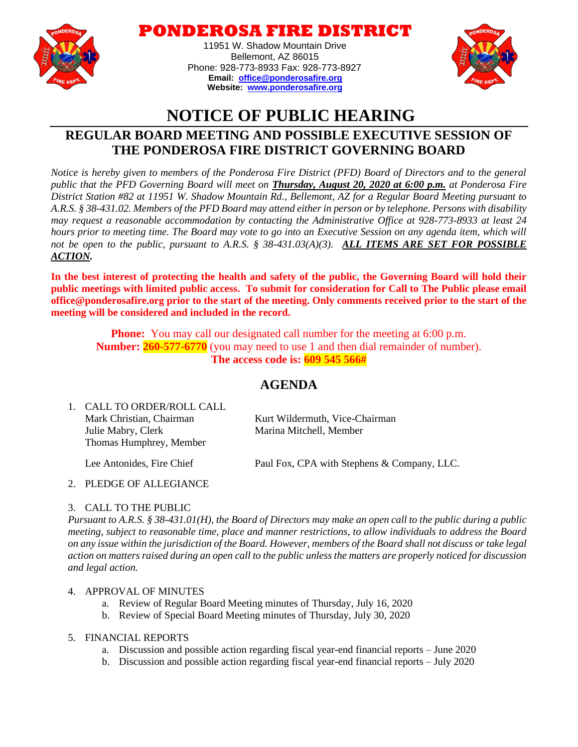# PONDEROSA FIRE DISTRICT

11951 W. Shadow Mountain Drive
Bellemont, AZ 86015
Phone: 928-773-8933 Fax: 928-773-8927
**Email: office@ponderosafire.org**
**Website: www.ponderosafire.org**

# NOTICE OF PUBLIC HEARING

## REGULAR BOARD MEETING AND POSSIBLE EXECUTIVE SESSION OF THE PONDEROSA FIRE DISTRICT GOVERNING BOARD

*Notice is hereby given to members of the Ponderosa Fire District (PFD) Board of Directors and to the general public that the PFD Governing Board will meet on **Thursday, August 20, 2020 at 6:00 p.m.** at Ponderosa Fire District Station #82 at 11951 W. Shadow Mountain Rd., Bellemont, AZ for a Regular Board Meeting pursuant to A.R.S. § 38-431.02. Members of the PFD Board may attend either in person or by telephone. Persons with disability may request a reasonable accommodation by contacting the Administrative Office at 928-773-8933 at least 24 hours prior to meeting time. The Board may vote to go into an Executive Session on any agenda item, which will not be open to the public, pursuant to A.R.S. § 38-431.03(A)(3). **ALL ITEMS ARE SET FOR POSSIBLE ACTION.***

**In the best interest of protecting the health and safety of the public, the Governing Board will hold their public meetings with limited public access. To submit for consideration for Call to The Public please email office@ponderosafire.org prior to the start of the meeting. Only comments received prior to the start of the meeting will be considered and included in the record.**

**Phone:** You may call our designated call number for the meeting at 6:00 p.m.
**Number: 260-577-6770** (you may need to use 1 and then dial remainder of number).
**The access code is: 609 545 566#**

## AGENDA

1. CALL TO ORDER/ROLL CALL
   Mark Christian, Chairman
   Kurt Wildermuth, Vice-Chairman
   Julie Mabry, Clerk
   Marina Mitchell, Member
   Thomas Humphrey, Member

   Lee Antonides, Fire Chief
   Paul Fox, CPA with Stephens & Company, LLC.

2. PLEDGE OF ALLEGIANCE

3. CALL TO THE PUBLIC
   *Pursuant to A.R.S. § 38-431.01(H), the Board of Directors may make an open call to the public during a public meeting, subject to reasonable time, place and manner restrictions, to allow individuals to address the Board on any issue within the jurisdiction of the Board. However, members of the Board shall not discuss or take legal action on matters raised during an open call to the public unless the matters are properly noticed for discussion and legal action.*

4. APPROVAL OF MINUTES
   a. Review of Regular Board Meeting minutes of Thursday, July 16, 2020
   b. Review of Special Board Meeting minutes of Thursday, July 30, 2020

5. FINANCIAL REPORTS
   a. Discussion and possible action regarding fiscal year-end financial reports – June 2020
   b. Discussion and possible action regarding fiscal year-end financial reports – July 2020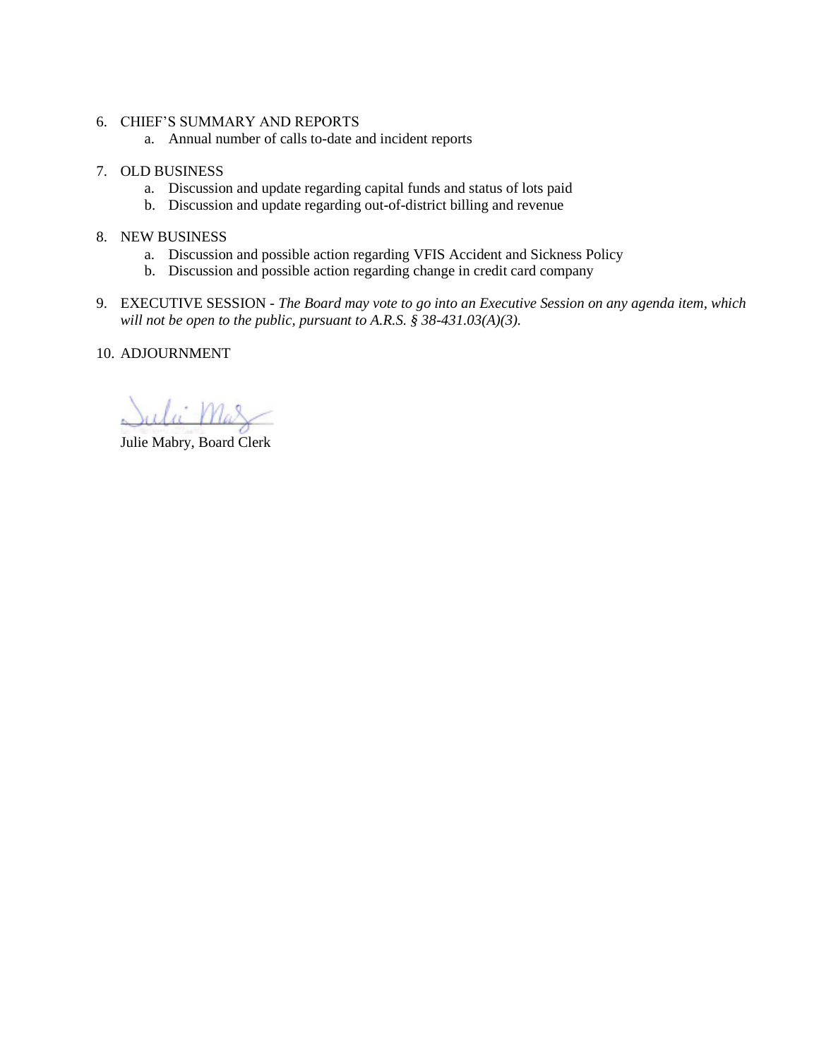6. CHIEF'S SUMMARY AND REPORTS
    a. Annual number of calls to-date and incident reports

7. OLD BUSINESS
    a. Discussion and update regarding capital funds and status of lots paid
    b. Discussion and update regarding out-of-district billing and revenue

8. NEW BUSINESS
    a. Discussion and possible action regarding VFIS Accident and Sickness Policy
    b. Discussion and possible action regarding change in credit card company

9. EXECUTIVE SESSION - *The Board may vote to go into an Executive Session on any agenda item, which will not be open to the public, pursuant to A.R.S. § 38-431.03(A)(3).*

10. ADJOURNMENT

Julie Mabry, Board Clerk